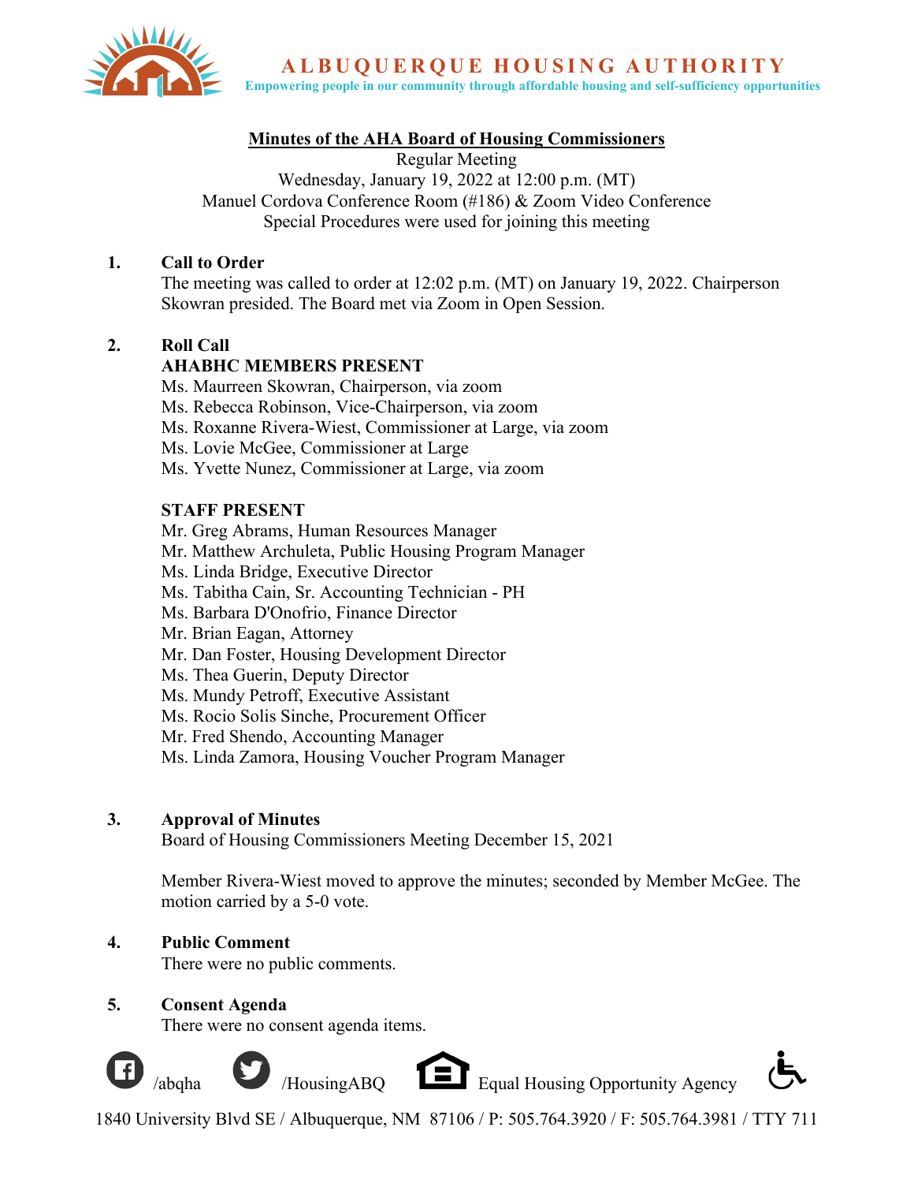ALBUQUERQUE HOUSING AUTHORITY

Empowering people in our community through affordable housing and self-sufficiency opportunities

## Minutes of the AHA Board of Housing Commissioners

Regular Meeting
Wednesday, January 19, 2022 at 12:00 p.m. (MT)
Manuel Cordova Conference Room (#186) & Zoom Video Conference
Special Procedures were used for joining this meeting

1. **Call to Order**
   The meeting was called to order at 12:02 p.m. (MT) on January 19, 2022. Chairperson Skowran presided. The Board met via Zoom in Open Session.

2. **Roll Call**
   **AHABHC MEMBERS PRESENT**
   Ms. Maureen Skowran, Chairperson, via zoom
   Ms. Rebecca Robinson, Vice-Chairperson, via zoom
   Ms. Roxanne Rivera-Wiest, Commissioner at Large, via zoom
   Ms. Lovie McGee, Commissioner at Large
   Ms. Yvette Nunez, Commissioner at Large, via zoom

   **STAFF PRESENT**
   Mr. Greg Abrams, Human Resources Manager
   Mr. Matthew Archuleta, Public Housing Program Manager
   Ms. Linda Bridge, Executive Director
   Ms. Tabitha Cain, Sr. Accounting Technician - PH
   Ms. Barbara D'Onofrio, Finance Director
   Mr. Brian Eagan, Attorney
   Mr. Dan Foster, Housing Development Director
   Ms. Thea Guerin, Deputy Director
   Ms. Mundy Petroff, Executive Assistant
   Ms. Rocio Solis Sinche, Procurement Officer
   Mr. Fred Shendo, Accounting Manager
   Ms. Linda Zamora, Housing Voucher Program Manager

3. **Approval of Minutes**
   Board of Housing Commissioners Meeting December 15, 2021

   Member Rivera-Wiest moved to approve the minutes; seconded by Member McGee. The motion carried by a 5-0 vote.

4. **Public Comment**
   There were no public comments.

5. **Consent Agenda**
   There were no consent agenda items.

/abqha /HousingABQ Equal Housing Opportunity Agency

1840 University Blvd SE / Albuquerque, NM 87106 / P: 505.764.3920 / F: 505.764.3981 / TTY 711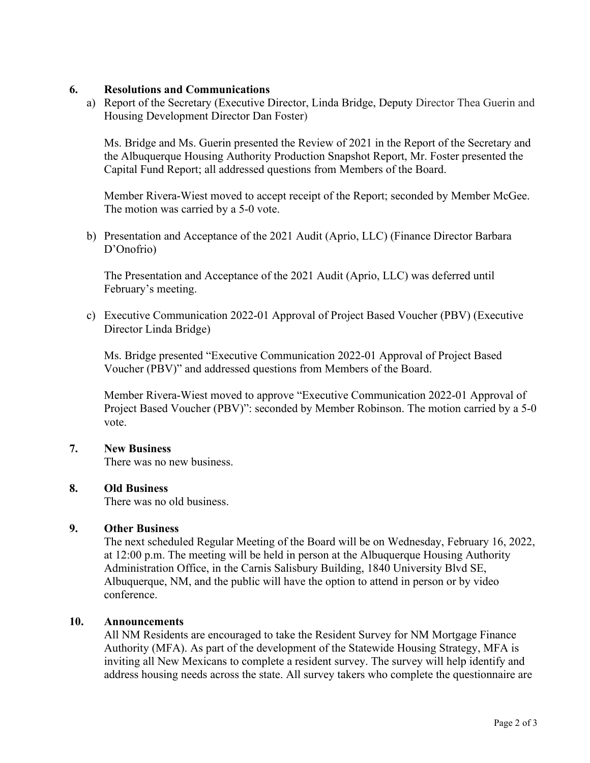## 6. Resolutions and Communications

a) Report of the Secretary (Executive Director, Linda Bridge, Deputy Director Thea Guerin and Housing Development Director Dan Foster)

   Ms. Bridge and Ms. Guerin presented the Review of 2021 in the Report of the Secretary and the Albuquerque Housing Authority Production Snapshot Report, Mr. Foster presented the Capital Fund Report; all addressed questions from Members of the Board.

   Member Rivera-Wiest moved to accept receipt of the Report; seconded by Member McGee. The motion was carried by a 5-0 vote.

b) Presentation and Acceptance of the 2021 Audit (Aprio, LLC) (Finance Director Barbara D'Onofrio)

   The Presentation and Acceptance of the 2021 Audit (Aprio, LLC) was deferred until February's meeting.

c) Executive Communication 2022-01 Approval of Project Based Voucher (PBV) (Executive Director Linda Bridge)

   Ms. Bridge presented "Executive Communication 2022-01 Approval of Project Based Voucher (PBV)" and addressed questions from Members of the Board.

   Member Rivera-Wiest moved to approve "Executive Communication 2022-01 Approval of Project Based Voucher (PBV)": seconded by Member Robinson. The motion carried by a 5-0 vote.

## 7. New Business

There was no new business.

## 8. Old Business

There was no old business.

## 9. Other Business

The next scheduled Regular Meeting of the Board will be on Wednesday, February 16, 2022, at 12:00 p.m. The meeting will be held in person at the Albuquerque Housing Authority Administration Office, in the Carnis Salisbury Building, 1840 University Blvd SE, Albuquerque, NM, and the public will have the option to attend in person or by video conference.

## 10. Announcements

All NM Residents are encouraged to take the Resident Survey for NM Mortgage Finance Authority (MFA). As part of the development of the Statewide Housing Strategy, MFA is inviting all New Mexicans to complete a resident survey. The survey will help identify and address housing needs across the state. All survey takers who complete the questionnaire are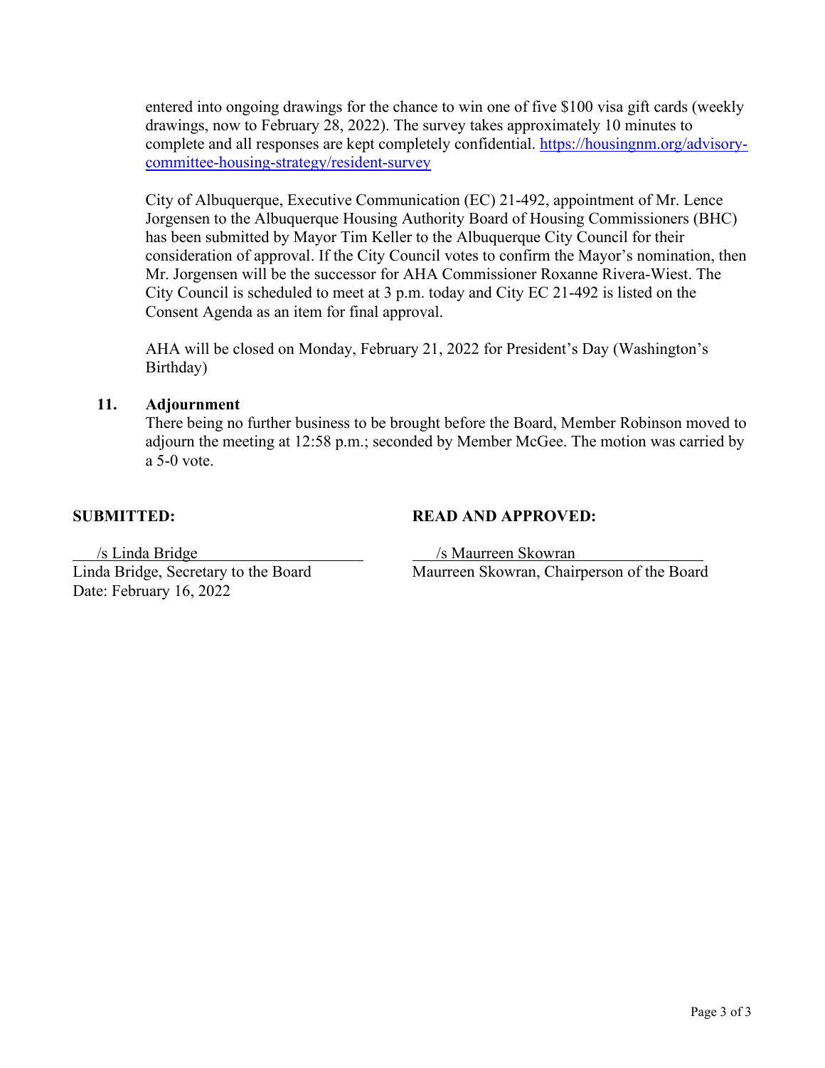entered into ongoing drawings for the chance to win one of five $100 visa gift cards (weekly drawings, now to February 28, 2022). The survey takes approximately 10 minutes to complete and all responses are kept completely confidential. [https://housingnm.org/advisory-committee-housing-strategy/resident-survey](https://housingnm.org/advisory-committee-housing-strategy/resident-survey)

City of Albuquerque, Executive Communication (EC) 21-492, appointment of Mr. Lence Jorgensen to the Albuquerque Housing Authority Board of Housing Commissioners (BHC) has been submitted by Mayor Tim Keller to the Albuquerque City Council for their consideration of approval. If the City Council votes to confirm the Mayor's nomination, then Mr. Jorgensen will be the successor for AHA Commissioner Roxanne Rivera-Wiest. The City Council is scheduled to meet at 3 p.m. today and City EC 21-492 is listed on the Consent Agenda as an item for final approval.

AHA will be closed on Monday, February 21, 2022 for President's Day (Washington's Birthday)

**11. Adjournment**

There being no further business to be brought before the Board, Member Robinson moved to adjourn the meeting at 12:58 p.m.; seconded by Member McGee. The motion was carried by a 5-0 vote.

**SUBMITTED:**

/s Linda Bridge
Linda Bridge, Secretary to the Board
Date: February 16, 2022

**READ AND APPROVED:**

/s Maurreen Skowran
Maurreen Skowran, Chairperson of the Board